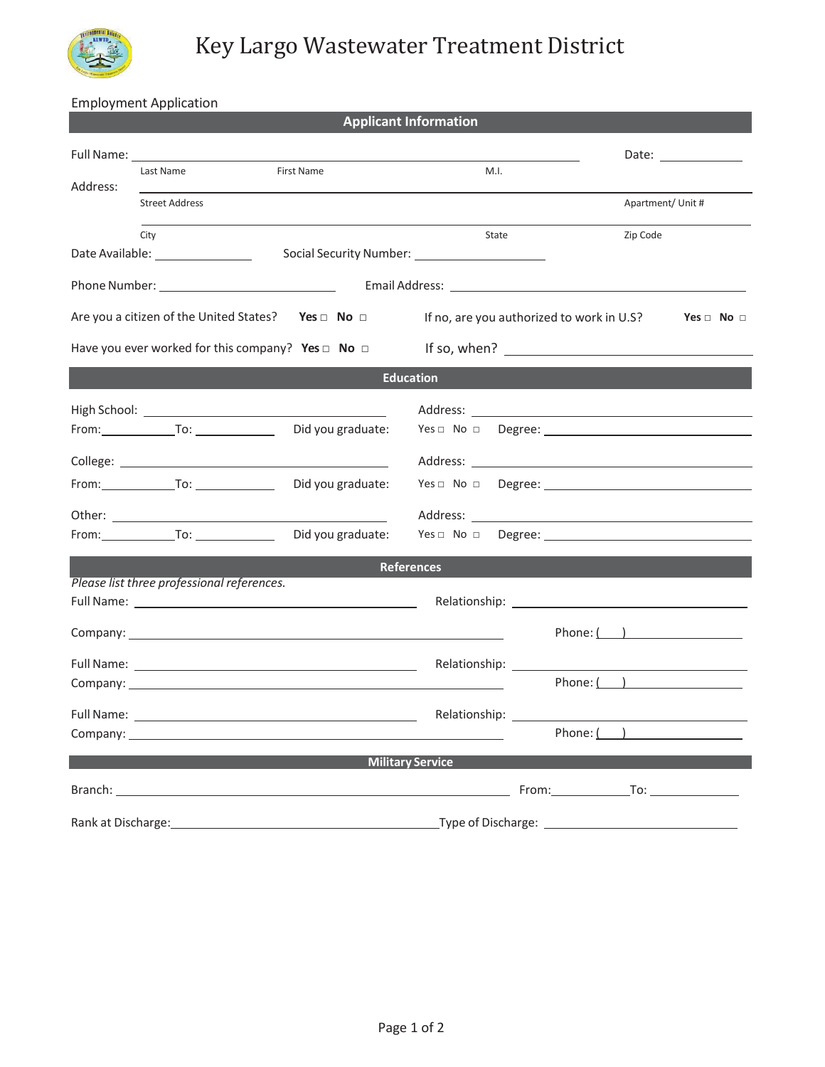# Key Largo Wastewater Treatment District

Employment Application

## Applicant Information

Full Name: ______________________________________________ Date: ____________

Last Name &nbsp;&nbsp;&nbsp;&nbsp; First Name &nbsp;&nbsp;&nbsp;&nbsp; M.I.

Address: ______________________________________________

Street Address &nbsp;&nbsp;&nbsp;&nbsp; Apartment/ Unit #

______________________________________________

City &nbsp;&nbsp;&nbsp;&nbsp; State &nbsp;&nbsp;&nbsp;&nbsp; Zip Code

Date Available: ______________ Social Security Number: ____________________

Phone Number: _________________________ Email Address: ______________________________________

Are you a citizen of the United States? **Yes** □ **No** □ If no, are you authorized to work in U.S? **Yes** □ **No** □

Have you ever worked for this company? **Yes** □ **No** □ If so, when? ______________________________

## Education

High School: ________________________________ Address: ________________________________

From: __________ To: __________ Did you graduate: Yes □ No □ Degree: ______________________

College: ________________________________ Address: ________________________________

From: __________ To: __________ Did you graduate: Yes □ No □ Degree: ______________________

Other: ________________________________ Address: ________________________________

From: __________ To: __________ Did you graduate: Yes □ No □ Degree: ______________________

## References

*Please list three professional references.*

Full Name: ________________________________ Relationship: ________________________

Company: ________________________________________ Phone: (   ) ______________

Full Name: ________________________________ Relationship: ________________________

Company: ________________________________________ Phone: (   ) ______________

Full Name: ________________________________ Relationship: ________________________

Company: ________________________________________ Phone: (   ) ______________

## Military Service

Branch: ________________________________________ From: __________ To: __________

Rank at Discharge: ______________________________ Type of Discharge: ______________________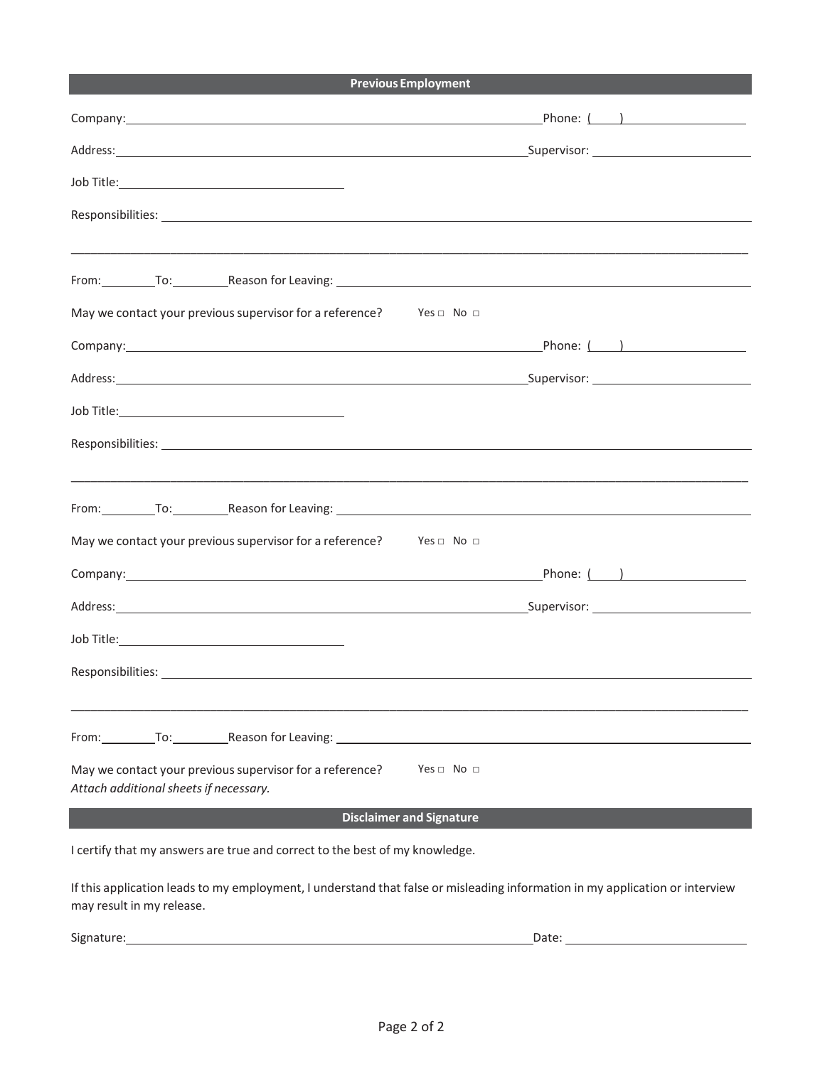## Previous Employment

Company: \_\_\_\_\_\_\_\_\_\_\_\_\_\_\_\_\_\_\_\_\_\_\_\_\_\_\_\_\_\_\_\_\_\_\_\_ Phone: ( &nbsp;&nbsp; ) \_\_\_\_\_\_\_\_\_\_\_\_\_\_

Address: \_\_\_\_\_\_\_\_\_\_\_\_\_\_\_\_\_\_\_\_\_\_\_\_\_\_\_\_\_\_\_\_\_\_\_\_ Supervisor: \_\_\_\_\_\_\_\_\_\_\_\_\_\_\_\_\_\_\_\_

Job Title: \_\_\_\_\_\_\_\_\_\_\_\_\_\_\_\_\_\_\_\_\_\_\_\_

Responsibilities: \_\_\_\_\_\_\_\_\_\_\_\_\_\_\_\_\_\_\_\_\_\_\_\_\_\_\_\_\_\_\_\_\_\_\_\_\_\_\_\_\_\_\_\_\_\_\_\_\_\_\_\_\_\_

\_\_\_\_\_\_\_\_\_\_\_\_\_\_\_\_\_\_\_\_\_\_\_\_\_\_\_\_\_\_\_\_\_\_\_\_\_\_\_\_\_\_\_\_\_\_\_\_\_\_\_\_\_\_\_\_\_\_\_\_\_\_\_\_\_\_\_\_\_\_

From: \_\_\_\_\_\_ To: \_\_\_\_\_\_ Reason for Leaving: \_\_\_\_\_\_\_\_\_\_\_\_\_\_\_\_\_\_\_\_\_\_\_\_\_\_\_\_\_\_\_\_\_\_\_\_\_\_\_\_

May we contact your previous supervisor for a reference? Yes □ No □

Company: \_\_\_\_\_\_\_\_\_\_\_\_\_\_\_\_\_\_\_\_\_\_\_\_\_\_\_\_\_\_\_\_\_\_\_\_ Phone: ( &nbsp;&nbsp; ) \_\_\_\_\_\_\_\_\_\_\_\_\_\_

Address: \_\_\_\_\_\_\_\_\_\_\_\_\_\_\_\_\_\_\_\_\_\_\_\_\_\_\_\_\_\_\_\_\_\_\_\_ Supervisor: \_\_\_\_\_\_\_\_\_\_\_\_\_\_\_\_\_\_\_\_

Job Title: \_\_\_\_\_\_\_\_\_\_\_\_\_\_\_\_\_\_\_\_\_\_\_\_

Responsibilities: \_\_\_\_\_\_\_\_\_\_\_\_\_\_\_\_\_\_\_\_\_\_\_\_\_\_\_\_\_\_\_\_\_\_\_\_\_\_\_\_\_\_\_\_\_\_\_\_\_\_\_\_\_\_

\_\_\_\_\_\_\_\_\_\_\_\_\_\_\_\_\_\_\_\_\_\_\_\_\_\_\_\_\_\_\_\_\_\_\_\_\_\_\_\_\_\_\_\_\_\_\_\_\_\_\_\_\_\_\_\_\_\_\_\_\_\_\_\_\_\_\_\_\_\_

From: \_\_\_\_\_\_ To: \_\_\_\_\_\_ Reason for Leaving: \_\_\_\_\_\_\_\_\_\_\_\_\_\_\_\_\_\_\_\_\_\_\_\_\_\_\_\_\_\_\_\_\_\_\_\_\_\_\_\_

May we contact your previous supervisor for a reference? Yes □ No □

Company: \_\_\_\_\_\_\_\_\_\_\_\_\_\_\_\_\_\_\_\_\_\_\_\_\_\_\_\_\_\_\_\_\_\_\_\_ Phone: ( &nbsp;&nbsp; ) \_\_\_\_\_\_\_\_\_\_\_\_\_\_

Address: \_\_\_\_\_\_\_\_\_\_\_\_\_\_\_\_\_\_\_\_\_\_\_\_\_\_\_\_\_\_\_\_\_\_\_\_ Supervisor: \_\_\_\_\_\_\_\_\_\_\_\_\_\_\_\_\_\_\_\_

Job Title: \_\_\_\_\_\_\_\_\_\_\_\_\_\_\_\_\_\_\_\_\_\_\_\_

Responsibilities: \_\_\_\_\_\_\_\_\_\_\_\_\_\_\_\_\_\_\_\_\_\_\_\_\_\_\_\_\_\_\_\_\_\_\_\_\_\_\_\_\_\_\_\_\_\_\_\_\_\_\_\_\_\_

\_\_\_\_\_\_\_\_\_\_\_\_\_\_\_\_\_\_\_\_\_\_\_\_\_\_\_\_\_\_\_\_\_\_\_\_\_\_\_\_\_\_\_\_\_\_\_\_\_\_\_\_\_\_\_\_\_\_\_\_\_\_\_\_\_\_\_\_\_\_

From: \_\_\_\_\_\_ To: \_\_\_\_\_\_ Reason for Leaving: \_\_\_\_\_\_\_\_\_\_\_\_\_\_\_\_\_\_\_\_\_\_\_\_\_\_\_\_\_\_\_\_\_\_\_\_\_\_\_\_

May we contact your previous supervisor for a reference? Yes □ No □

*Attach additional sheets if necessary.*

## Disclaimer and Signature

I certify that my answers are true and correct to the best of my knowledge.

If this application leads to my employment, I understand that false or misleading information in my application or interview may result in my release.

Signature: \_\_\_\_\_\_\_\_\_\_\_\_\_\_\_\_\_\_\_\_\_\_\_\_\_\_\_\_\_\_\_\_\_\_\_\_ Date: \_\_\_\_\_\_\_\_\_\_\_\_\_\_\_\_\_\_\_\_